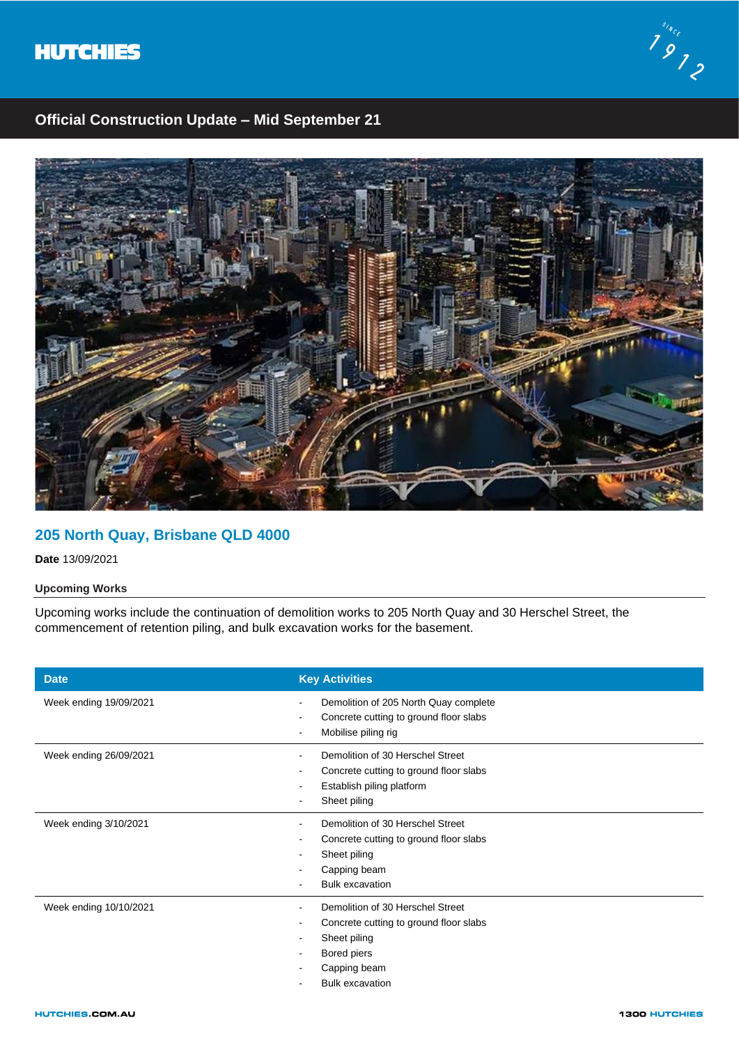HUTCHIES

## Official Construction Update – Mid September 21

## 205 North Quay, Brisbane QLD 4000

**Date** 13/09/2021

**Upcoming Works**

Upcoming works include the continuation of demolition works to 205 North Quay and 30 Herschel Street, the commencement of retention piling, and bulk excavation works for the basement.

| Date | Key Activities |
| --- | --- |
| Week ending 19/09/2021 | - Demolition of 205 North Quay complete<br>- Concrete cutting to ground floor slabs<br>- Mobilise piling rig |
| Week ending 26/09/2021 | - Demolition of 30 Herschel Street<br>- Concrete cutting to ground floor slabs<br>- Establish piling platform<br>- Sheet piling |
| Week ending 3/10/2021 | - Demolition of 30 Herschel Street<br>- Concrete cutting to ground floor slabs<br>- Sheet piling<br>- Capping beam<br>- Bulk excavation |
| Week ending 10/10/2021 | - Demolition of 30 Herschel Street<br>- Concrete cutting to ground floor slabs<br>- Sheet piling<br>- Bored piers<br>- Capping beam<br>- Bulk excavation |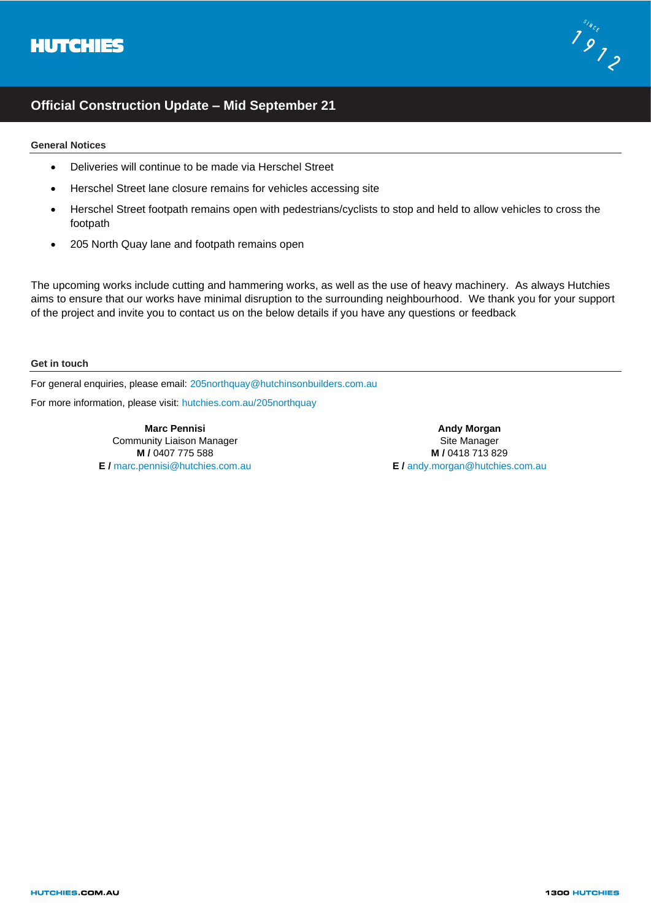## Official Construction Update – Mid September 21

### General Notices

- Deliveries will continue to be made via Herschel Street
- Herschel Street lane closure remains for vehicles accessing site
- Herschel Street footpath remains open with pedestrians/cyclists to stop and held to allow vehicles to cross the footpath
- 205 North Quay lane and footpath remains open

The upcoming works include cutting and hammering works, as well as the use of heavy machinery. As always Hutchies aims to ensure that our works have minimal disruption to the surrounding neighbourhood. We thank you for your support of the project and invite you to contact us on the below details if you have any questions or feedback

### Get in touch

For general enquiries, please email: 205northquay@hutchinsonbuilders.com.au

For more information, please visit: hutchies.com.au/205northquay

**Marc Pennisi**
Community Liaison Manager
**M /** 0407 775 588
**E /** marc.pennisi@hutchies.com.au

**Andy Morgan**
Site Manager
**M /** 0418 713 829
**E /** andy.morgan@hutchies.com.au